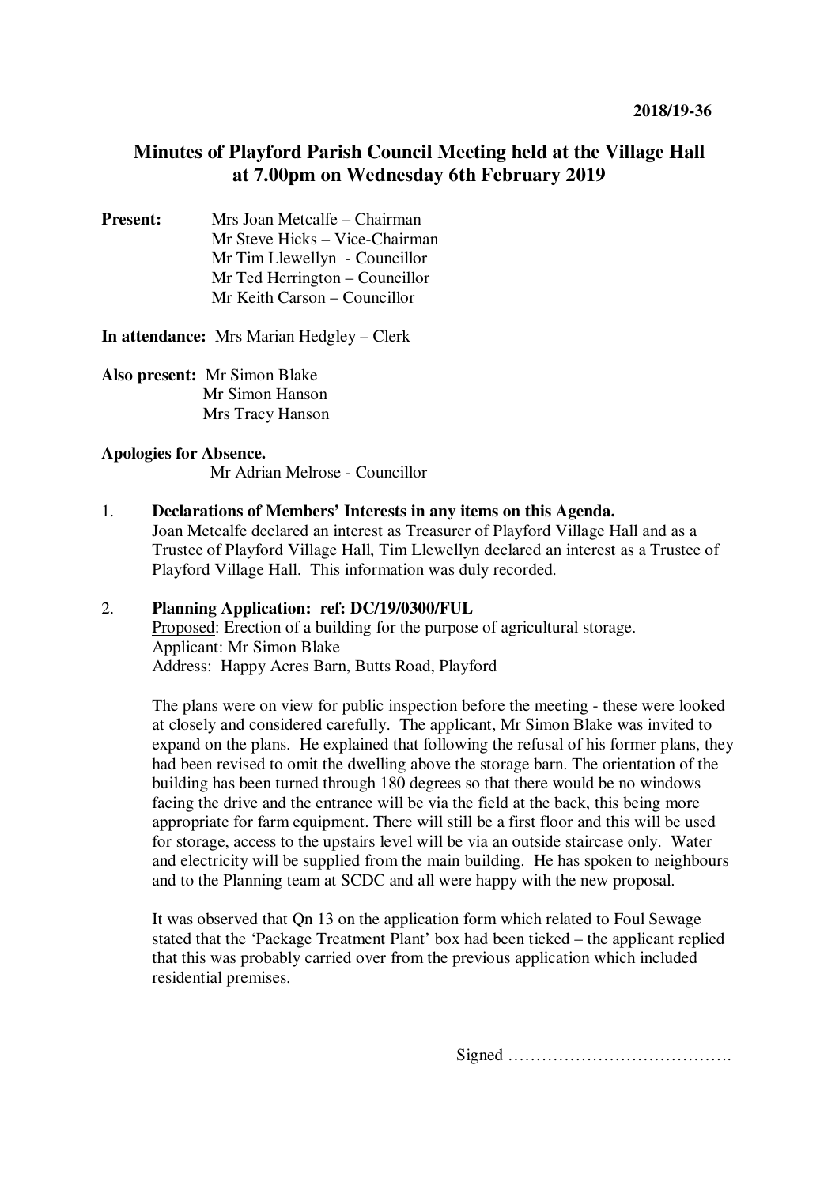2018/19-36

# Minutes of Playford Parish Council Meeting held at the Village Hall at 7.00pm on Wednesday 6th February 2019

**Present:** Mrs Joan Metcalfe – Chairman
Mr Steve Hicks – Vice-Chairman
Mr Tim Llewellyn - Councillor
Mr Ted Herrington – Councillor
Mr Keith Carson – Councillor

**In attendance:** Mrs Marian Hedgley – Clerk

**Also present:** Mr Simon Blake
Mr Simon Hanson
Mrs Tracy Hanson

**Apologies for Absence.**
Mr Adrian Melrose - Councillor

1. **Declarations of Members' Interests in any items on this Agenda.**
Joan Metcalfe declared an interest as Treasurer of Playford Village Hall and as a Trustee of Playford Village Hall, Tim Llewellyn declared an interest as a Trustee of Playford Village Hall. This information was duly recorded.

2. **Planning Application: ref: DC/19/0300/FUL**
Proposed: Erection of a building for the purpose of agricultural storage.
Applicant: Mr Simon Blake
Address: Happy Acres Barn, Butts Road, Playford

The plans were on view for public inspection before the meeting - these were looked at closely and considered carefully. The applicant, Mr Simon Blake was invited to expand on the plans. He explained that following the refusal of his former plans, they had been revised to omit the dwelling above the storage barn. The orientation of the building has been turned through 180 degrees so that there would be no windows facing the drive and the entrance will be via the field at the back, this being more appropriate for farm equipment. There will still be a first floor and this will be used for storage, access to the upstairs level will be via an outside staircase only. Water and electricity will be supplied from the main building. He has spoken to neighbours and to the Planning team at SCDC and all were happy with the new proposal.

It was observed that Qn 13 on the application form which related to Foul Sewage stated that the 'Package Treatment Plant' box had been ticked – the applicant replied that this was probably carried over from the previous application which included residential premises.

Signed ………………………………….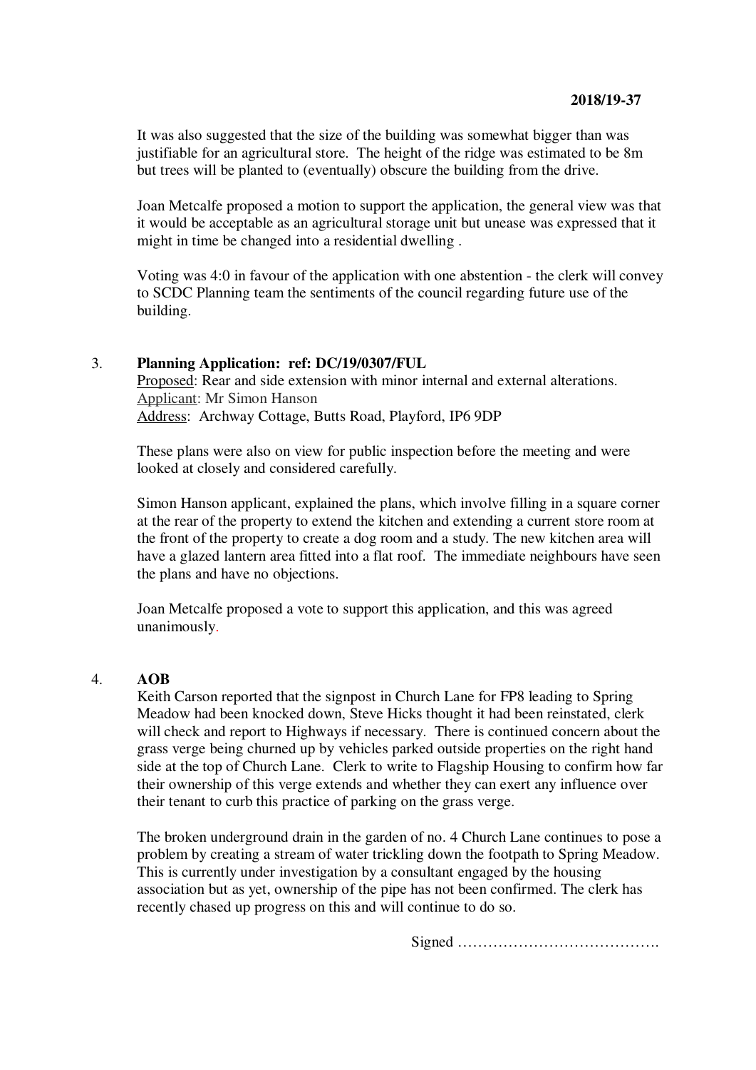It was also suggested that the size of the building was somewhat bigger than was justifiable for an agricultural store. The height of the ridge was estimated to be 8m but trees will be planted to (eventually) obscure the building from the drive.

Joan Metcalfe proposed a motion to support the application, the general view was that it would be acceptable as an agricultural storage unit but unease was expressed that it might in time be changed into a residential dwelling .

Voting was 4:0 in favour of the application with one abstention - the clerk will convey to SCDC Planning team the sentiments of the council regarding future use of the building.

3. **Planning Application: ref: DC/19/0307/FUL**

<u>Proposed</u>: Rear and side extension with minor internal and external alterations.
<u>Applicant</u>: Mr Simon Hanson
<u>Address</u>: Archway Cottage, Butts Road, Playford, IP6 9DP

These plans were also on view for public inspection before the meeting and were looked at closely and considered carefully.

Simon Hanson applicant, explained the plans, which involve filling in a square corner at the rear of the property to extend the kitchen and extending a current store room at the front of the property to create a dog room and a study. The new kitchen area will have a glazed lantern area fitted into a flat roof. The immediate neighbours have seen the plans and have no objections.

Joan Metcalfe proposed a vote to support this application, and this was agreed unanimously.

4. **AOB**

Keith Carson reported that the signpost in Church Lane for FP8 leading to Spring Meadow had been knocked down, Steve Hicks thought it had been reinstated, clerk will check and report to Highways if necessary. There is continued concern about the grass verge being churned up by vehicles parked outside properties on the right hand side at the top of Church Lane. Clerk to write to Flagship Housing to confirm how far their ownership of this verge extends and whether they can exert any influence over their tenant to curb this practice of parking on the grass verge.

The broken underground drain in the garden of no. 4 Church Lane continues to pose a problem by creating a stream of water trickling down the footpath to Spring Meadow. This is currently under investigation by a consultant engaged by the housing association but as yet, ownership of the pipe has not been confirmed. The clerk has recently chased up progress on this and will continue to do so.

Signed ………………………………….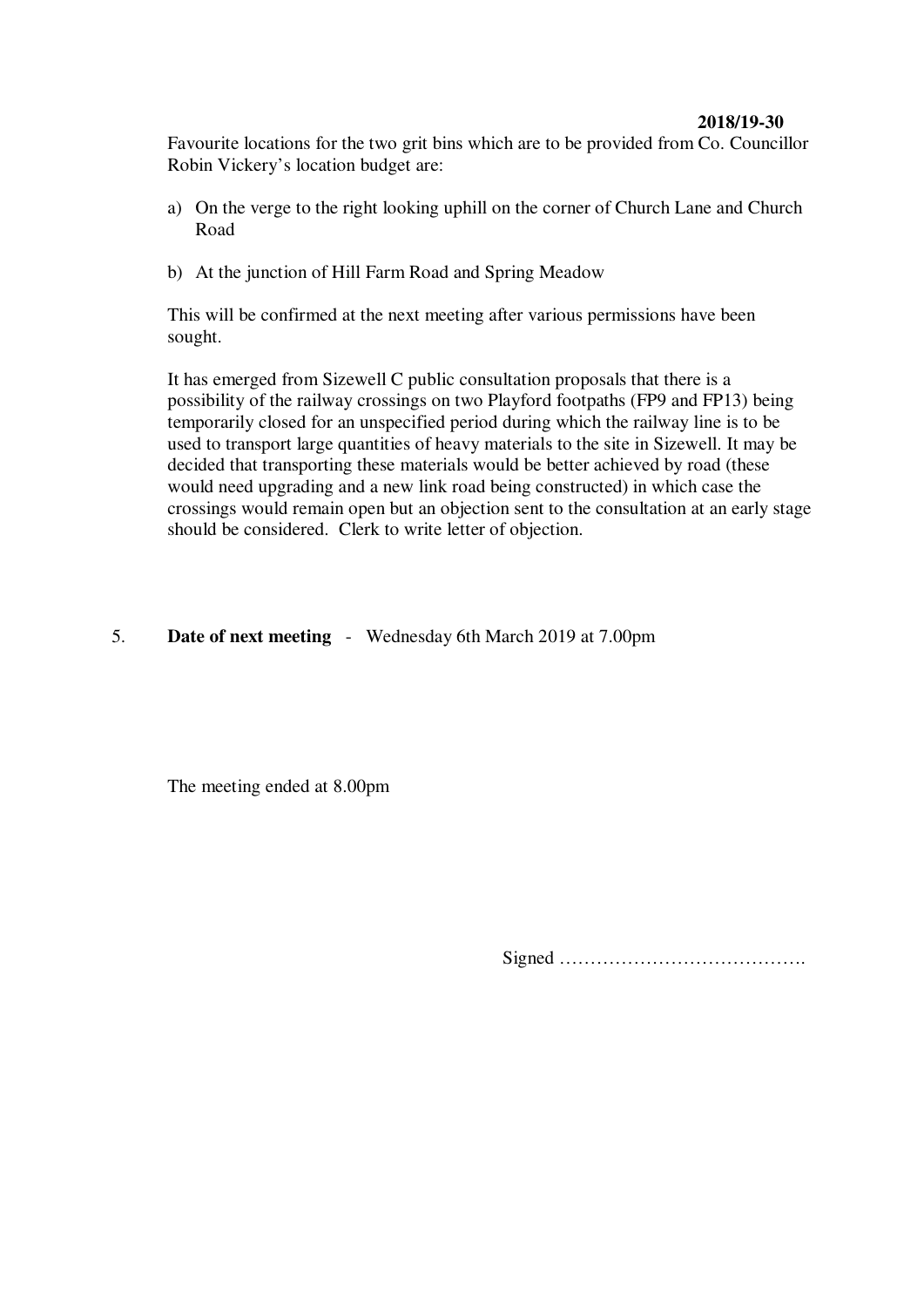**2018/19-30**

Favourite locations for the two grit bins which are to be provided from Co. Councillor Robin Vickery's location budget are:

a) On the verge to the right looking uphill on the corner of Church Lane and Church Road

b) At the junction of Hill Farm Road and Spring Meadow

This will be confirmed at the next meeting after various permissions have been sought.

It has emerged from Sizewell C public consultation proposals that there is a possibility of the railway crossings on two Playford footpaths (FP9 and FP13) being temporarily closed for an unspecified period during which the railway line is to be used to transport large quantities of heavy materials to the site in Sizewell. It may be decided that transporting these materials would be better achieved by road (these would need upgrading and a new link road being constructed) in which case the crossings would remain open but an objection sent to the consultation at an early stage should be considered. Clerk to write letter of objection.

5. **Date of next meeting** - Wednesday 6th March 2019 at 7.00pm

The meeting ended at 8.00pm

Signed ………………………………….